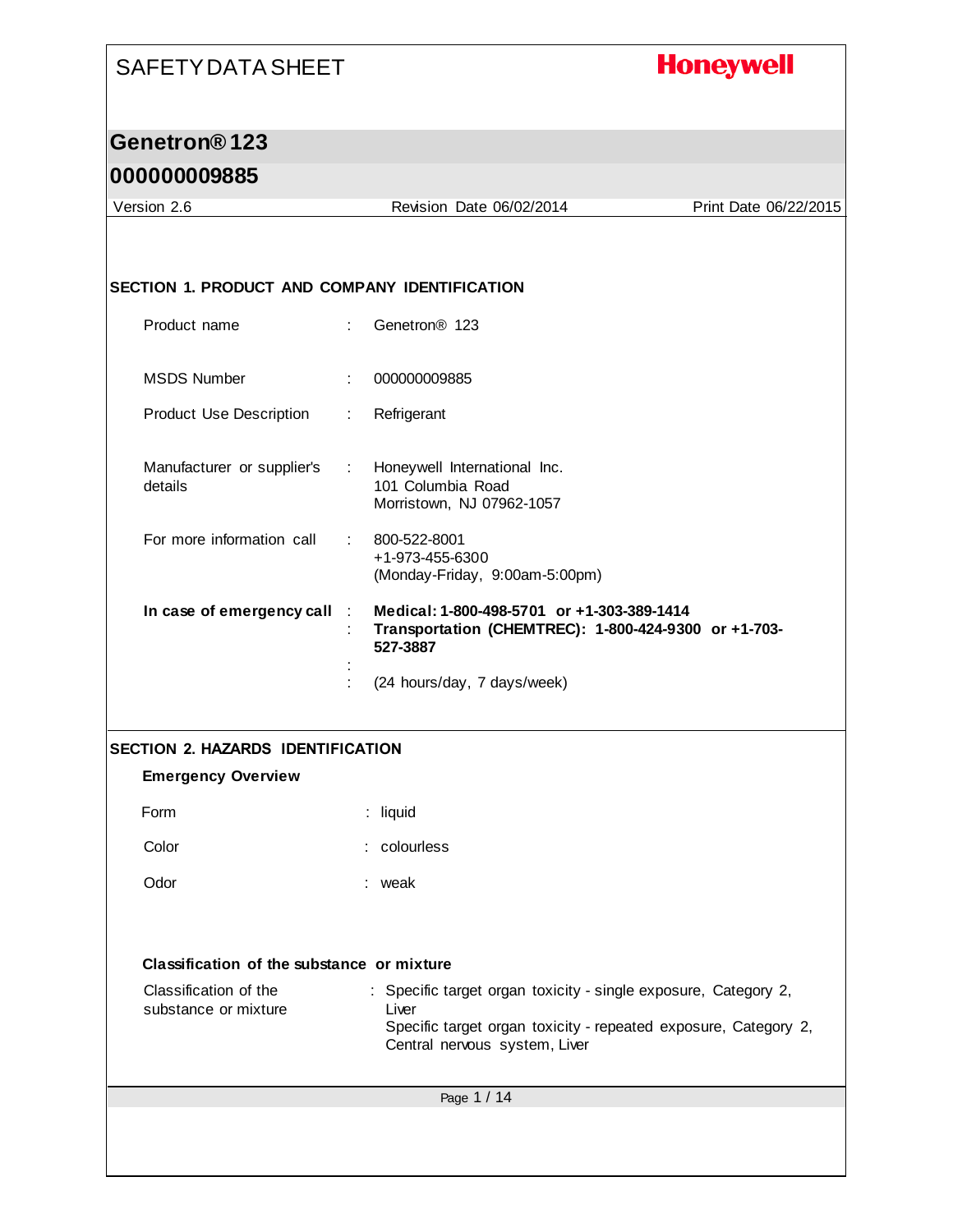# SAFETY DATA SHEET

**Honeywell**

## Genetron® 123

## 000000009885

Version 2.6 Revision Date 06/02/2014 Print Date 06/22/2015

### SECTION 1. PRODUCT AND COMPANY IDENTIFICATION

| | | |
|---|---|---|
| Product name | : | Genetron® 123 |
| MSDS Number | : | 000000009885 |
| Product Use Description | : | Refrigerant |
| Manufacturer or supplier's details | : | Honeywell International Inc.<br>101 Columbia Road<br>Morristown, NJ 07962-1057 |
| For more information call | : | 800-522-8001<br>+1-973-455-6300<br>(Monday-Friday, 9:00am-5:00pm) |
| **In case of emergency call** | : | **Medical: 1-800-498-5701 or +1-303-389-1414** |
| | : | **Transportation (CHEMTREC): 1-800-424-9300 or +1-703-527-3887** |
| | : | |
| | : | (24 hours/day, 7 days/week) |

### SECTION 2. HAZARDS IDENTIFICATION

**Emergency Overview**

| | | |
|---|---|---|
| Form | : | liquid |
| Color | : | colourless |
| Odor | : | weak |

**Classification of the substance or mixture**

| | | |
|---|---|---|
| Classification of the substance or mixture | : | Specific target organ toxicity - single exposure, Category 2, Liver<br>Specific target organ toxicity - repeated exposure, Category 2, Central nervous system, Liver |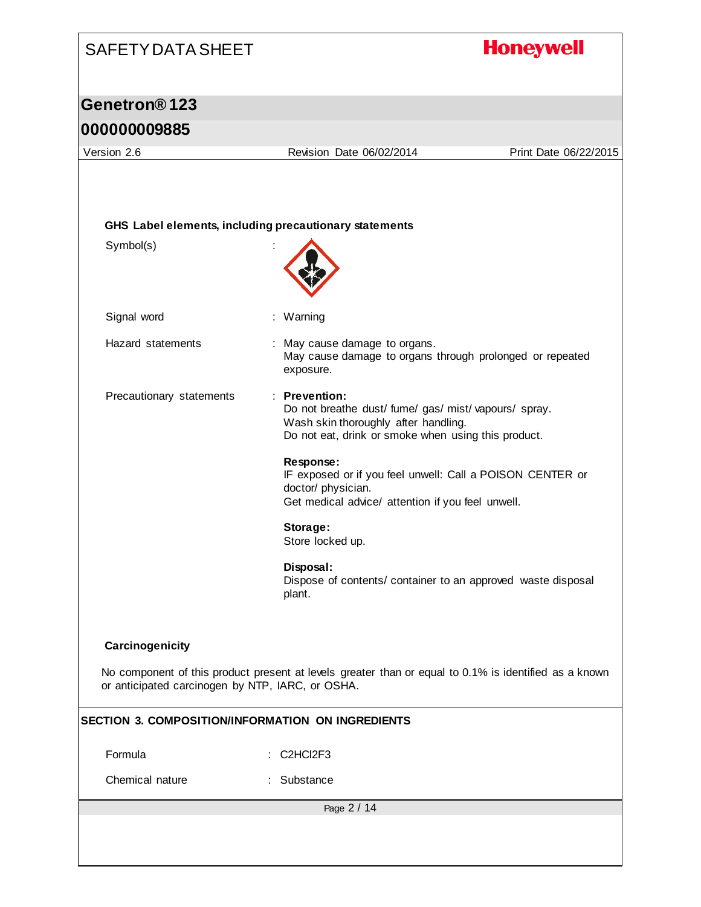**GHS Label elements, including precautionary statements**

Symbol(s) :

Signal word : Warning

Hazard statements : May cause damage to organs.
May cause damage to organs through prolonged or repeated exposure.

Precautionary statements : **Prevention:**
Do not breathe dust/ fume/ gas/ mist/ vapours/ spray.
Wash skin thoroughly after handling.
Do not eat, drink or smoke when using this product.

**Response:**
IF exposed or if you feel unwell: Call a POISON CENTER or doctor/ physician.
Get medical advice/ attention if you feel unwell.

**Storage:**
Store locked up.

**Disposal:**
Dispose of contents/ container to an approved waste disposal plant.

**Carcinogenicity**

No component of this product present at levels greater than or equal to 0.1% is identified as a known or anticipated carcinogen by NTP, IARC, or OSHA.

## SECTION 3. COMPOSITION/INFORMATION ON INGREDIENTS

Formula : $C_2HCl_2F_3$

Chemical nature : Substance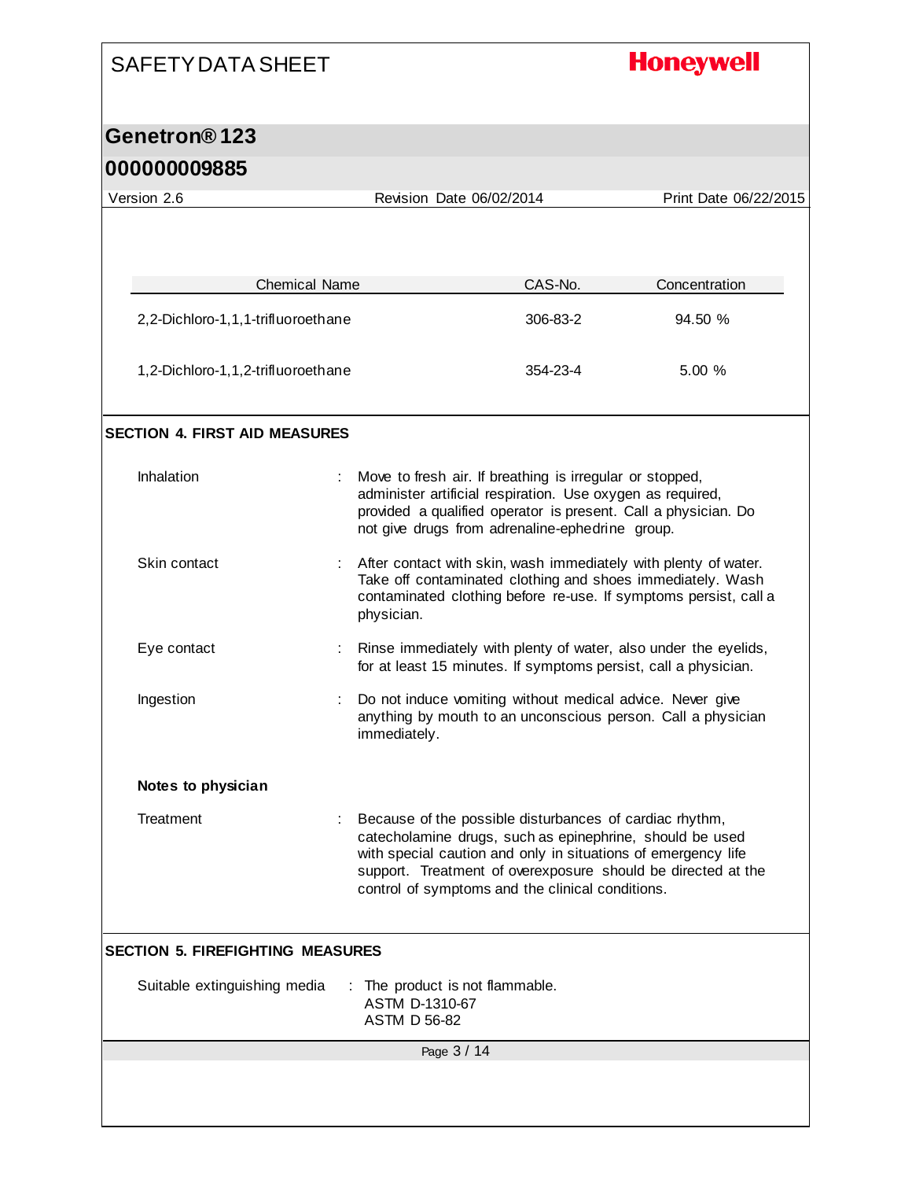| Chemical Name | CAS-No. | Concentration |
|---|---|---|
| 2,2-Dichloro-1,1,1-trifluoroethane | 306-83-2 | 94.50 % |
| 1,2-Dichloro-1,1,2-trifluoroethane | 354-23-4 | 5.00 % |

## SECTION 4. FIRST AID MEASURES

Inhalation : Move to fresh air. If breathing is irregular or stopped, administer artificial respiration. Use oxygen as required, provided a qualified operator is present. Call a physician. Do not give drugs from adrenaline-ephedrine group.

Skin contact : After contact with skin, wash immediately with plenty of water. Take off contaminated clothing and shoes immediately. Wash contaminated clothing before re-use. If symptoms persist, call a physician.

Eye contact : Rinse immediately with plenty of water, also under the eyelids, for at least 15 minutes. If symptoms persist, call a physician.

Ingestion : Do not induce vomiting without medical advice. Never give anything by mouth to an unconscious person. Call a physician immediately.

**Notes to physician**

Treatment : Because of the possible disturbances of cardiac rhythm, catecholamine drugs, such as epinephrine, should be used with special caution and only in situations of emergency life support. Treatment of overexposure should be directed at the control of symptoms and the clinical conditions.

## SECTION 5. FIREFIGHTING MEASURES

Suitable extinguishing media : The product is not flammable.
ASTM D-1310-67
ASTM D 56-82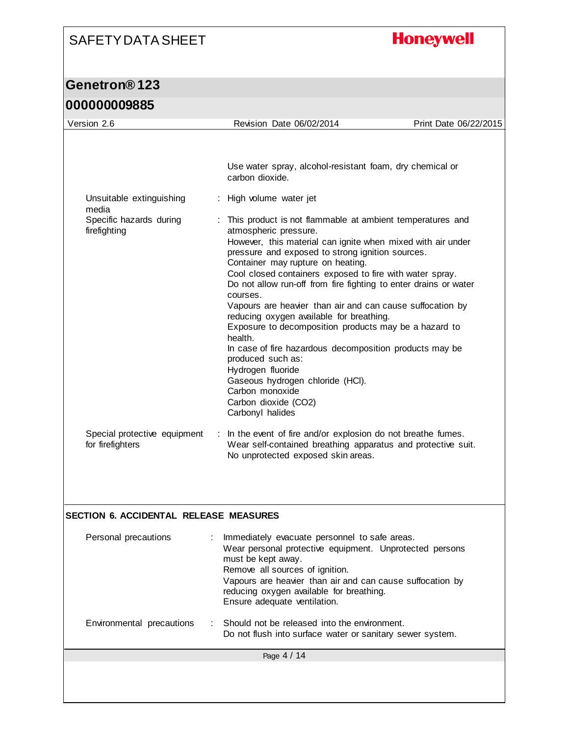Use water spray, alcohol-resistant foam, dry chemical or carbon dioxide.

| | | |
|---|---|---|
| Unsuitable extinguishing media | : | High volume water jet |
| Specific hazards during firefighting | : | This product is not flammable at ambient temperatures and atmospheric pressure.<br>However, this material can ignite when mixed with air under pressure and exposed to strong ignition sources.<br>Container may rupture on heating.<br>Cool closed containers exposed to fire with water spray.<br>Do not allow run-off from fire fighting to enter drains or water courses.<br>Vapours are heavier than air and can cause suffocation by reducing oxygen available for breathing.<br>Exposure to decomposition products may be a hazard to health.<br>In case of fire hazardous decomposition products may be produced such as:<br>Hydrogen fluoride<br>Gaseous hydrogen chloride (HCl).<br>Carbon monoxide<br>Carbon dioxide ($CO_2$)<br>Carbonyl halides |
| Special protective equipment for firefighters | : | In the event of fire and/or explosion do not breathe fumes.<br>Wear self-contained breathing apparatus and protective suit.<br>No unprotected exposed skin areas. |

## SECTION 6. ACCIDENTAL RELEASE MEASURES

| | | |
|---|---|---|
| Personal precautions | : | Immediately evacuate personnel to safe areas.<br>Wear personal protective equipment. Unprotected persons must be kept away.<br>Remove all sources of ignition.<br>Vapours are heavier than air and can cause suffocation by reducing oxygen available for breathing.<br>Ensure adequate ventilation. |
| Environmental precautions | : | Should not be released into the environment.<br>Do not flush into surface water or sanitary sewer system. |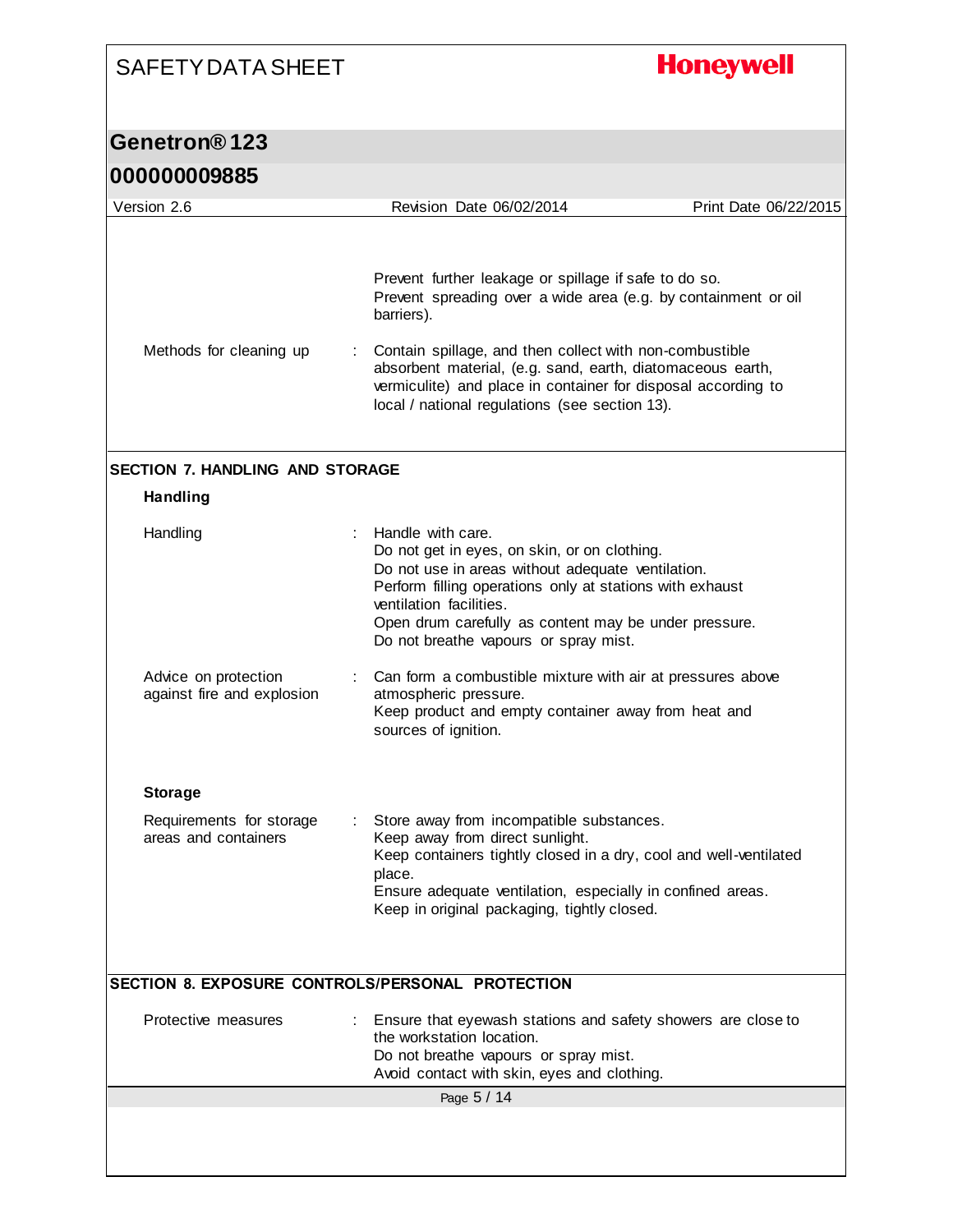Prevent further leakage or spillage if safe to do so.
Prevent spreading over a wide area (e.g. by containment or oil barriers).

| | |
|---|---|
| Methods for cleaning up | : Contain spillage, and then collect with non-combustible absorbent material, (e.g. sand, earth, diatomaceous earth, vermiculite) and place in container for disposal according to local / national regulations (see section 13). |

## SECTION 7. HANDLING AND STORAGE

### Handling

| | |
|---|---|
| Handling | : Handle with care.<br>Do not get in eyes, on skin, or on clothing.<br>Do not use in areas without adequate ventilation.<br>Perform filling operations only at stations with exhaust ventilation facilities.<br>Open drum carefully as content may be under pressure.<br>Do not breathe vapours or spray mist. |
| Advice on protection against fire and explosion | : Can form a combustible mixture with air at pressures above atmospheric pressure.<br>Keep product and empty container away from heat and sources of ignition. |

### Storage

| | |
|---|---|
| Requirements for storage areas and containers | : Store away from incompatible substances.<br>Keep away from direct sunlight.<br>Keep containers tightly closed in a dry, cool and well-ventilated place.<br>Ensure adequate ventilation, especially in confined areas.<br>Keep in original packaging, tightly closed. |

## SECTION 8. EXPOSURE CONTROLS/PERSONAL PROTECTION

| | |
|---|---|
| Protective measures | : Ensure that eyewash stations and safety showers are close to the workstation location.<br>Do not breathe vapours or spray mist.<br>Avoid contact with skin, eyes and clothing. |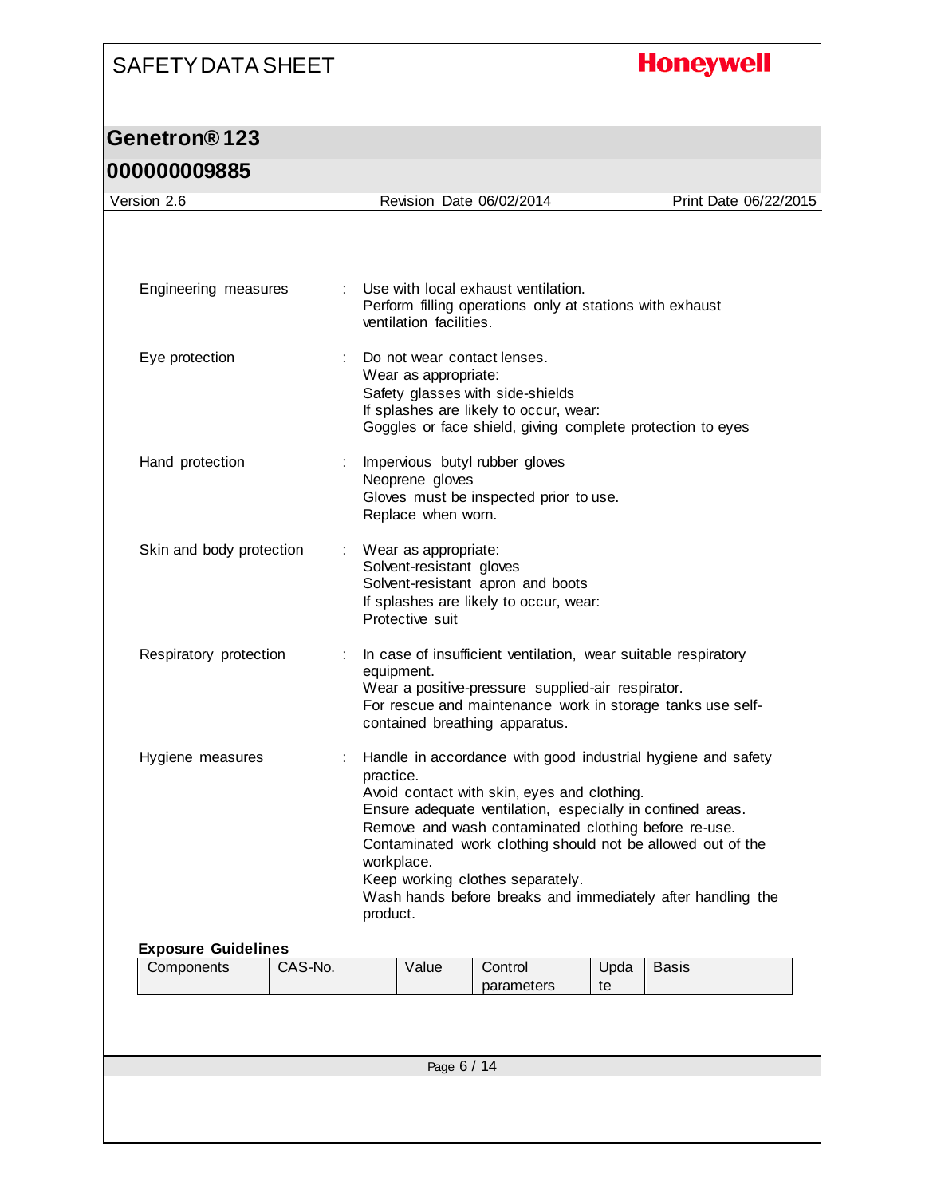| | | |
|---|---|---|
| Engineering measures | : | Use with local exhaust ventilation.<br>Perform filling operations only at stations with exhaust ventilation facilities. |
| Eye protection | : | Do not wear contact lenses.<br>Wear as appropriate:<br>Safety glasses with side-shields<br>If splashes are likely to occur, wear:<br>Goggles or face shield, giving complete protection to eyes |
| Hand protection | : | Impervious butyl rubber gloves<br>Neoprene gloves<br>Gloves must be inspected prior to use.<br>Replace when worn. |
| Skin and body protection | : | Wear as appropriate:<br>Solvent-resistant gloves<br>Solvent-resistant apron and boots<br>If splashes are likely to occur, wear:<br>Protective suit |
| Respiratory protection | : | In case of insufficient ventilation, wear suitable respiratory equipment.<br>Wear a positive-pressure supplied-air respirator.<br>For rescue and maintenance work in storage tanks use self-contained breathing apparatus. |
| Hygiene measures | : | Handle in accordance with good industrial hygiene and safety practice.<br>Avoid contact with skin, eyes and clothing.<br>Ensure adequate ventilation, especially in confined areas.<br>Remove and wash contaminated clothing before re-use.<br>Contaminated work clothing should not be allowed out of the workplace.<br>Keep working clothes separately.<br>Wash hands before breaks and immediately after handling the product. |

**Exposure Guidelines**

| Components | CAS-No. | Value | Control parameters | Update | Basis |
|---|---|---|---|---|---|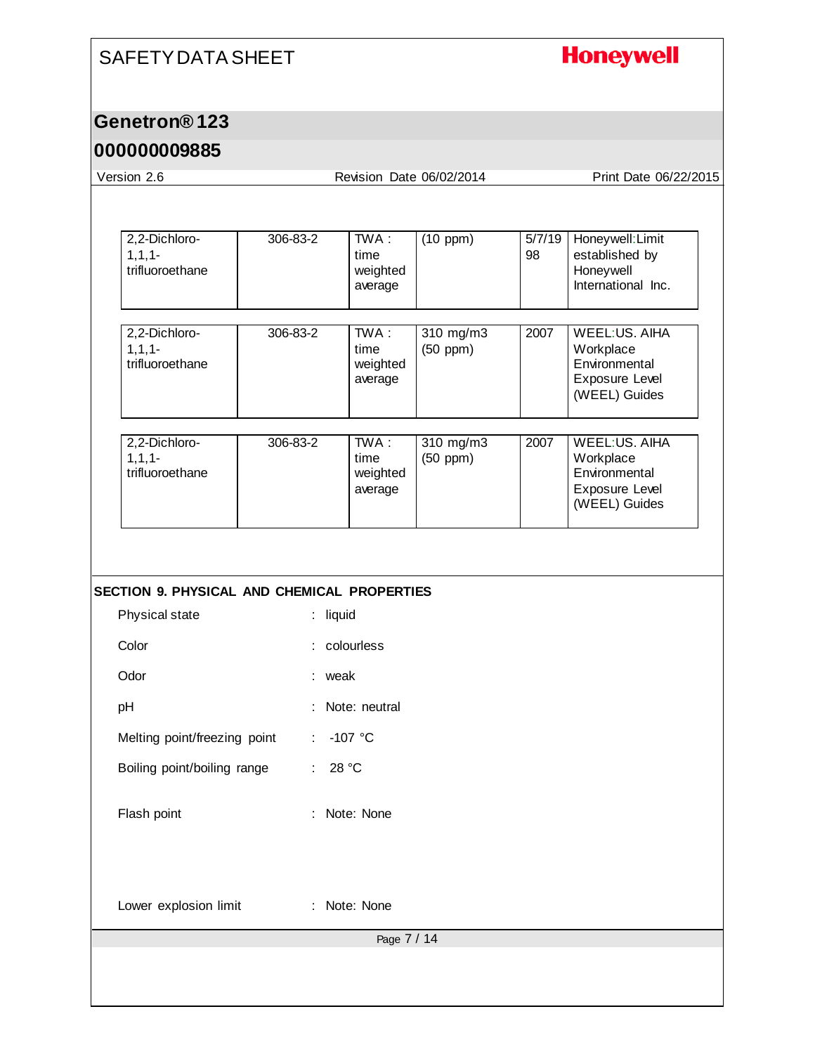| 2,2-Dichloro-1,1,1-trifluoroethane | 306-83-2 | TWA : time weighted average | (10 ppm) | 5/7/1998 | Honeywell:Limit established by Honeywell International Inc. |
| --- | --- | --- | --- | --- | --- |

| 2,2-Dichloro-1,1,1-trifluoroethane | 306-83-2 | TWA : time weighted average | 310 mg/m3 (50 ppm) | 2007 | WEEL:US. AIHA Workplace Environmental Exposure Level (WEEL) Guides |
| --- | --- | --- | --- | --- | --- |

| 2,2-Dichloro-1,1,1-trifluoroethane | 306-83-2 | TWA : time weighted average | 310 mg/m3 (50 ppm) | 2007 | WEEL:US. AIHA Workplace Environmental Exposure Level (WEEL) Guides |
| --- | --- | --- | --- | --- | --- |

## SECTION 9. PHYSICAL AND CHEMICAL PROPERTIES

| | |
| --- | --- |
| Physical state | : liquid |
| Color | : colourless |
| Odor | : weak |
| pH | : Note: neutral |
| Melting point/freezing point | : -107 °C |
| Boiling point/boiling range | : 28 °C |
| Flash point | : Note: None |
| Lower explosion limit | : Note: None |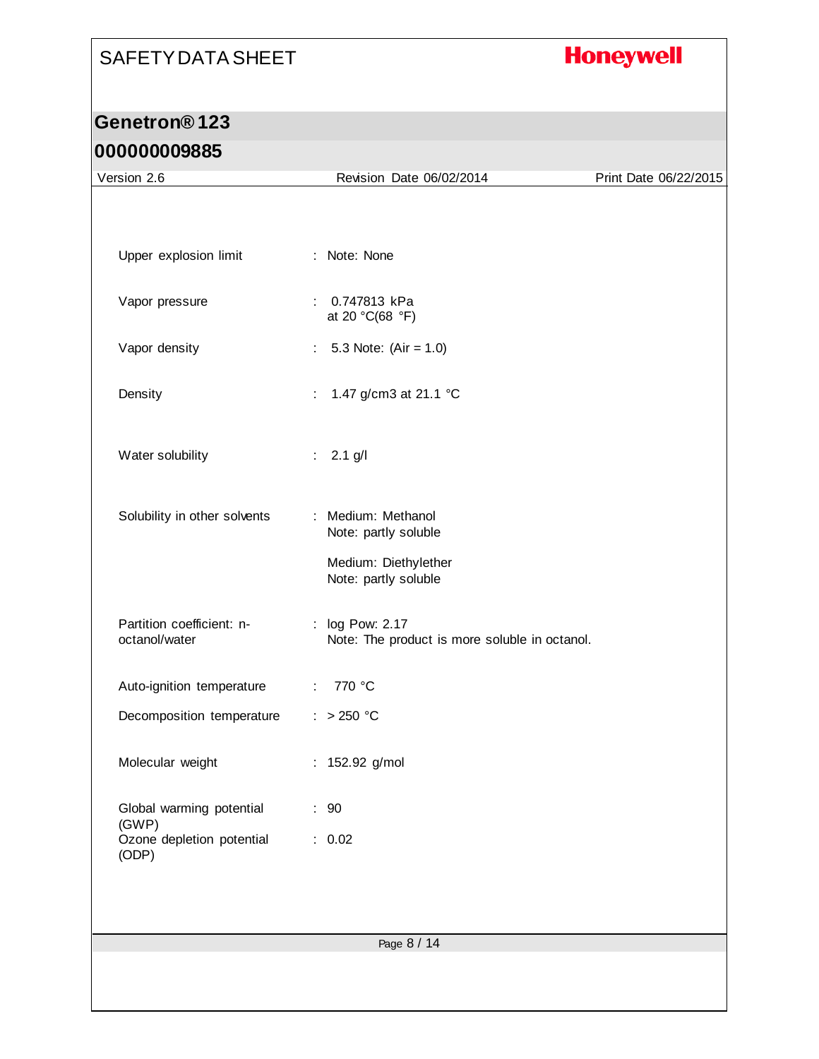| | | |
|---|---|---|
| Upper explosion limit | : | Note: None |
| Vapor pressure | : | 0.747813 kPa<br>at 20 °C(68 °F) |
| Vapor density | : | 5.3 Note: (Air = 1.0) |
| Density | : | 1.47 g/cm3 at 21.1 °C |
| Water solubility | : | 2.1 g/l |
| Solubility in other solvents | : | Medium: Methanol<br>Note: partly soluble<br><br>Medium: Diethylether<br>Note: partly soluble |
| Partition coefficient: n-octanol/water | : | log Pow: 2.17<br>Note: The product is more soluble in octanol. |
| Auto-ignition temperature | : | 770 °C |
| Decomposition temperature | : | > 250 °C |
| Molecular weight | : | 152.92 g/mol |
| Global warming potential (GWP) | : | 90 |
| Ozone depletion potential (ODP) | : | 0.02 |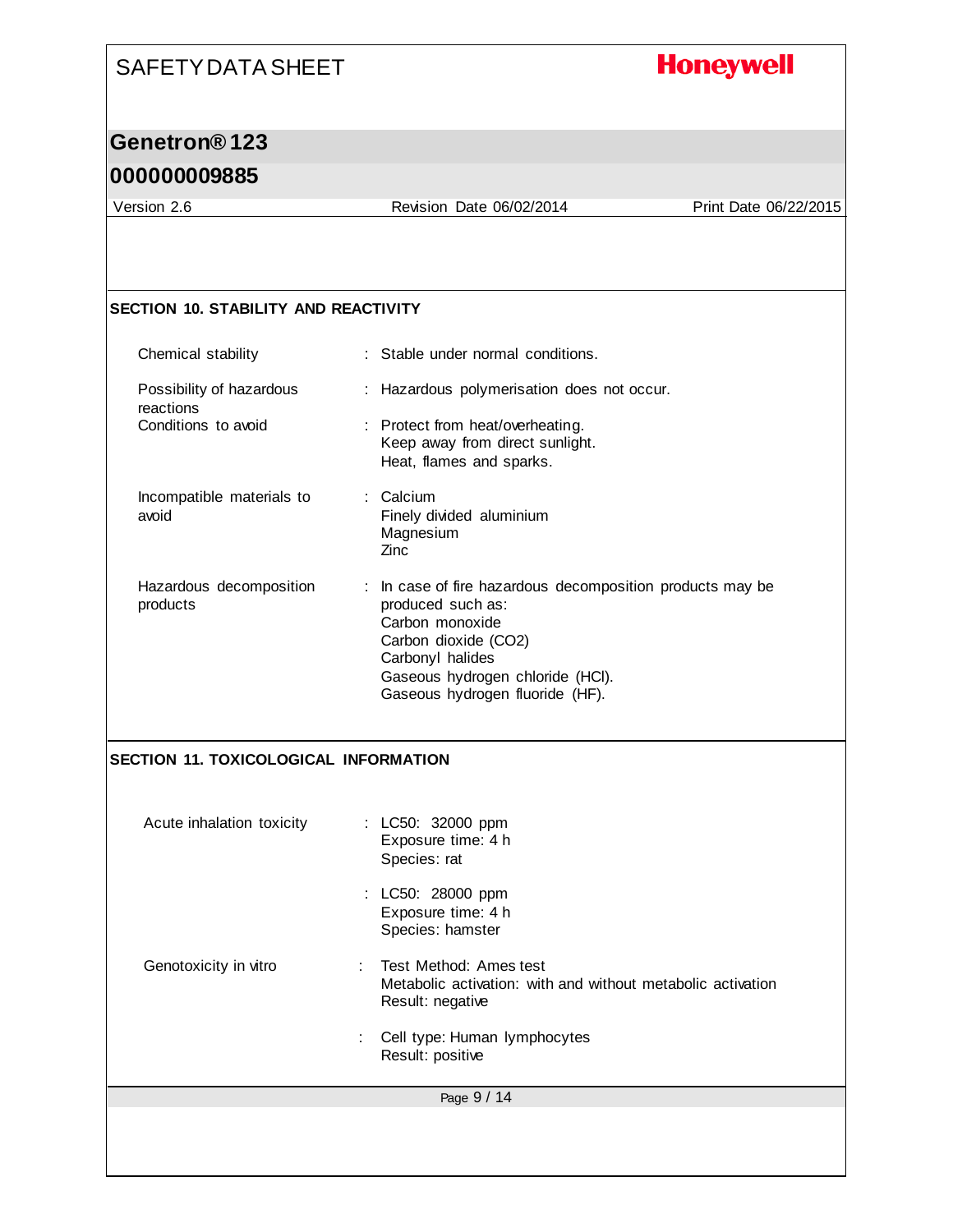## SECTION 10. STABILITY AND REACTIVITY

| | | |
|---|---|---|
| Chemical stability | : | Stable under normal conditions. |
| Possibility of hazardous reactions | : | Hazardous polymerisation does not occur. |
| Conditions to avoid | : | Protect from heat/overheating.<br>Keep away from direct sunlight.<br>Heat, flames and sparks. |
| Incompatible materials to avoid | : | Calcium<br>Finely divided aluminium<br>Magnesium<br>Zinc |
| Hazardous decomposition products | : | In case of fire hazardous decomposition products may be produced such as:<br>Carbon monoxide<br>Carbon dioxide ($CO_2$)<br>Carbonyl halides<br>Gaseous hydrogen chloride (HCl).<br>Gaseous hydrogen fluoride (HF). |

## SECTION 11. TOXICOLOGICAL INFORMATION

| | | |
|---|---|---|
| Acute inhalation toxicity | : | LC50: 32000 ppm<br>Exposure time: 4 h<br>Species: rat |
| | : | LC50: 28000 ppm<br>Exposure time: 4 h<br>Species: hamster |
| Genotoxicity in vitro | : | Test Method: Ames test<br>Metabolic activation: with and without metabolic activation<br>Result: negative |
| | : | Cell type: Human lymphocytes<br>Result: positive |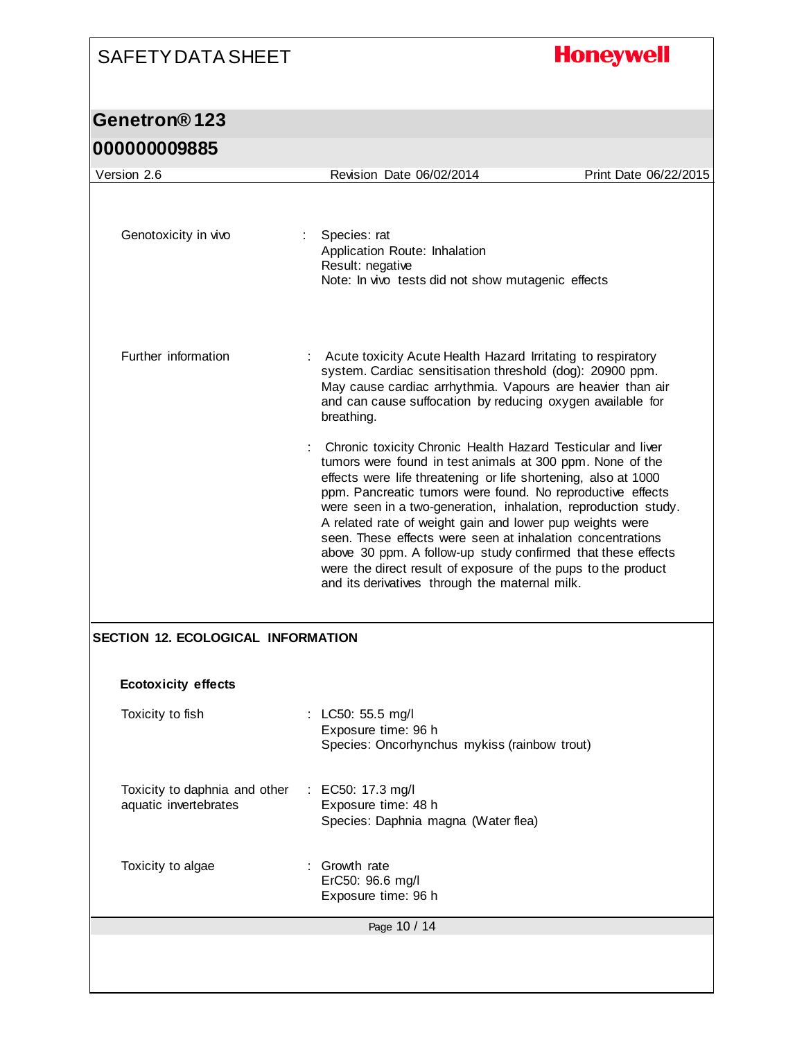Genotoxicity in vivo : Species: rat
Application Route: Inhalation
Result: negative
Note: In vivo tests did not show mutagenic effects

Further information : Acute toxicity Acute Health Hazard Irritating to respiratory system. Cardiac sensitisation threshold (dog): 20900 ppm. May cause cardiac arrhythmia. Vapours are heavier than air and can cause suffocation by reducing oxygen available for breathing.

: Chronic toxicity Chronic Health Hazard Testicular and liver tumors were found in test animals at 300 ppm. None of the effects were life threatening or life shortening, also at 1000 ppm. Pancreatic tumors were found. No reproductive effects were seen in a two-generation, inhalation, reproduction study. A related rate of weight gain and lower pup weights were seen. These effects were seen at inhalation concentrations above 30 ppm. A follow-up study confirmed that these effects were the direct result of exposure of the pups to the product and its derivatives through the maternal milk.

## SECTION 12. ECOLOGICAL INFORMATION

### Ecotoxicity effects

Toxicity to fish : LC50: 55.5 mg/l
Exposure time: 96 h
Species: Oncorhynchus mykiss (rainbow trout)

Toxicity to daphnia and other aquatic invertebrates : EC50: 17.3 mg/l
Exposure time: 48 h
Species: Daphnia magna (Water flea)

Toxicity to algae : Growth rate
ErC50: 96.6 mg/l
Exposure time: 96 h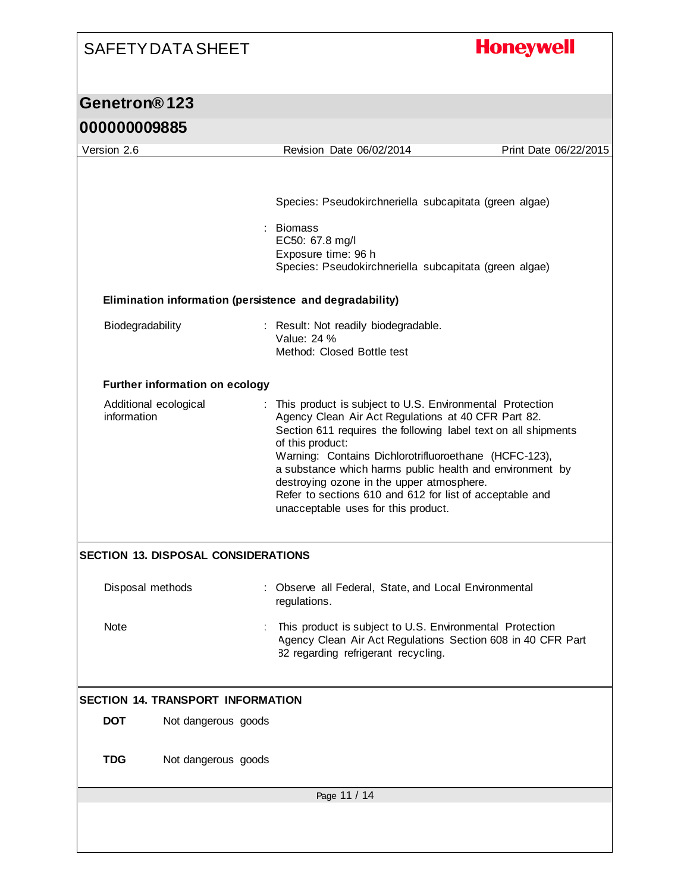Species: Pseudokirchneriella subcapitata (green algae)

: Biomass
EC50: 67.8 mg/l
Exposure time: 96 h
Species: Pseudokirchneriella subcapitata (green algae)

**Elimination information (persistence and degradability)**

Biodegradability : Result: Not readily biodegradable.
Value: 24 %
Method: Closed Bottle test

**Further information on ecology**

Additional ecological information : This product is subject to U.S. Environmental Protection Agency Clean Air Act Regulations at 40 CFR Part 82.
Section 611 requires the following label text on all shipments of this product:
Warning: Contains Dichlorotrifluoroethane (HCFC-123), a substance which harms public health and environment by destroying ozone in the upper atmosphere.
Refer to sections 610 and 612 for list of acceptable and unacceptable uses for this product.

## SECTION 13. DISPOSAL CONSIDERATIONS

Disposal methods : Observe all Federal, State, and Local Environmental regulations.

Note : This product is subject to U.S. Environmental Protection Agency Clean Air Act Regulations Section 608 in 40 CFR Part 82 regarding refrigerant recycling.

## SECTION 14. TRANSPORT INFORMATION

**DOT** Not dangerous goods

**TDG** Not dangerous goods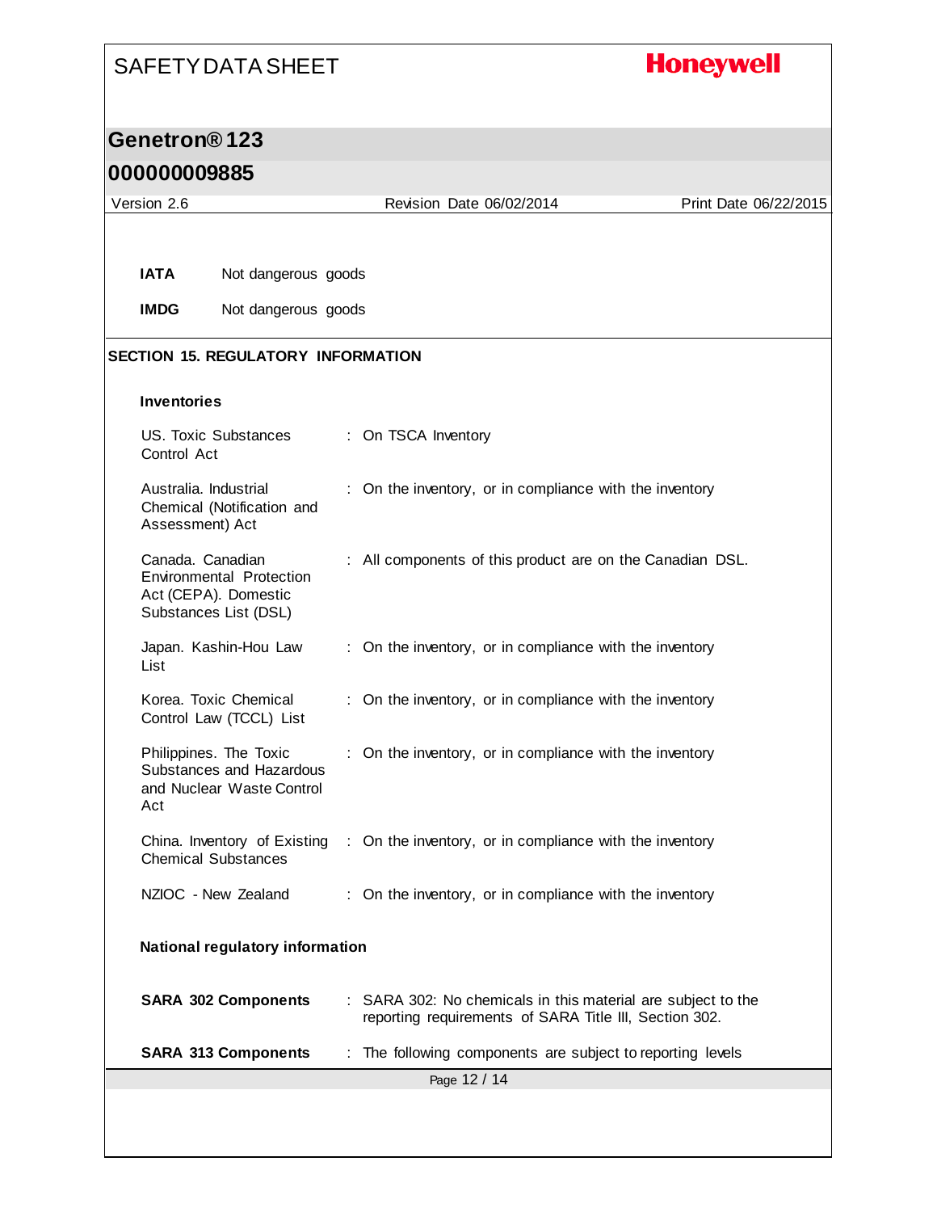| | |
|---|---|
| **IATA** | Not dangerous goods |
| **IMDG** | Not dangerous goods |

## SECTION 15. REGULATORY INFORMATION

### Inventories

| | |
|---|---|
| US. Toxic Substances Control Act | : On TSCA Inventory |
| Australia. Industrial Chemical (Notification and Assessment) Act | : On the inventory, or in compliance with the inventory |
| Canada. Canadian Environmental Protection Act (CEPA). Domestic Substances List (DSL) | : All components of this product are on the Canadian DSL. |
| Japan. Kashin-Hou Law List | : On the inventory, or in compliance with the inventory |
| Korea. Toxic Chemical Control Law (TCCL) List | : On the inventory, or in compliance with the inventory |
| Philippines. The Toxic Substances and Hazardous and Nuclear Waste Control Act | : On the inventory, or in compliance with the inventory |
| China. Inventory of Existing Chemical Substances | : On the inventory, or in compliance with the inventory |
| NZIOC - New Zealand | : On the inventory, or in compliance with the inventory |

### National regulatory information

| | |
|---|---|
| **SARA 302 Components** | : SARA 302: No chemicals in this material are subject to the reporting requirements of SARA Title III, Section 302. |
| **SARA 313 Components** | : The following components are subject to reporting levels |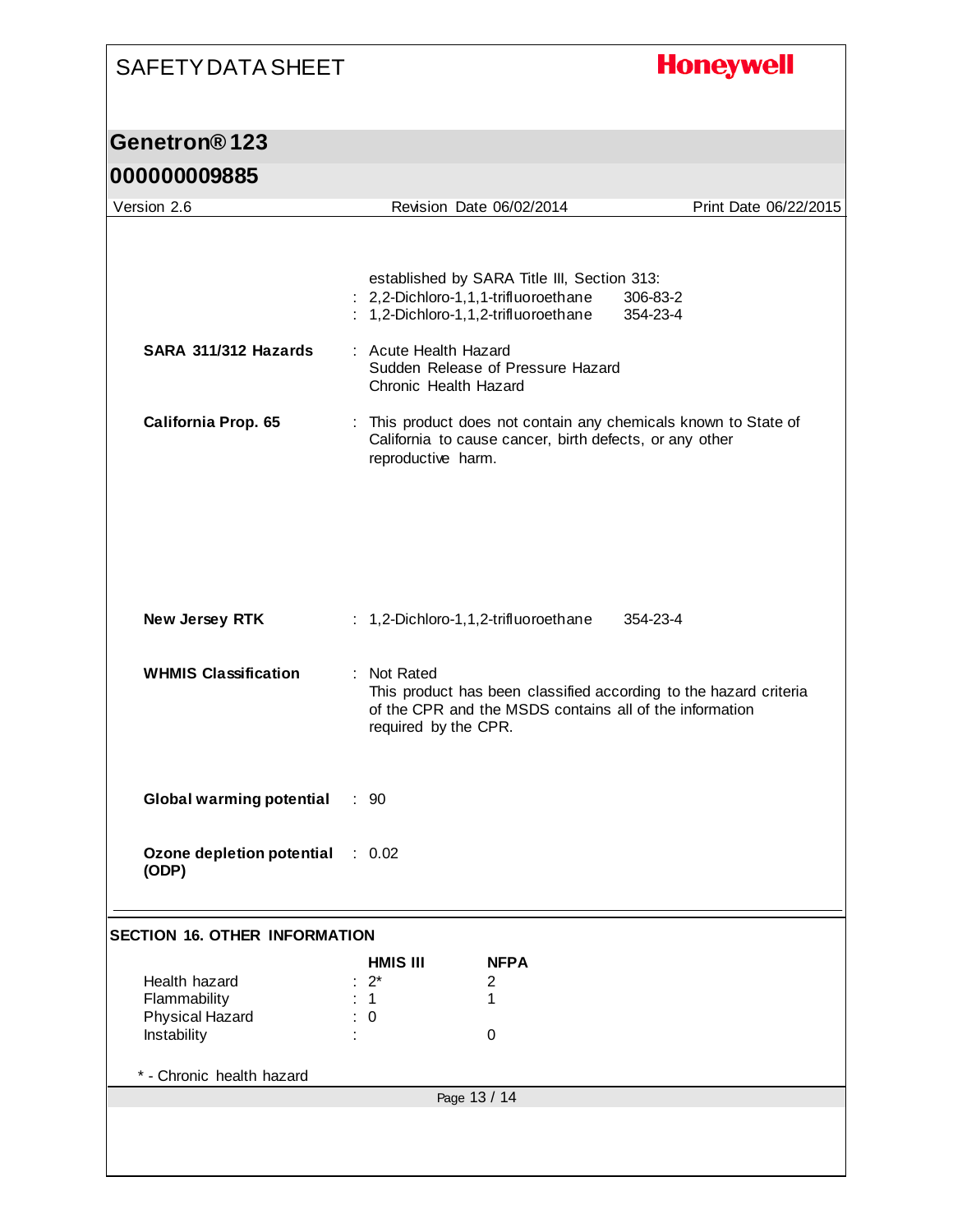established by SARA Title III, Section 313:

| | | |
|---|---|---|
| | : 2,2-Dichloro-1,1,1-trifluoroethane | 306-83-2 |
| | : 1,2-Dichloro-1,1,2-trifluoroethane | 354-23-4 |

**SARA 311/312 Hazards** : Acute Health Hazard
Sudden Release of Pressure Hazard
Chronic Health Hazard

**California Prop. 65** : This product does not contain any chemicals known to State of California to cause cancer, birth defects, or any other reproductive harm.

**New Jersey RTK** : 1,2-Dichloro-1,1,2-trifluoroethane 354-23-4

**WHMIS Classification** : Not Rated
This product has been classified according to the hazard criteria of the CPR and the MSDS contains all of the information required by the CPR.

**Global warming potential** : 90

**Ozone depletion potential (ODP)** : 0.02

## SECTION 16. OTHER INFORMATION

| | HMIS III | NFPA |
|---|---|---|
| Health hazard | 2* | 2 |
| Flammability | 1 | 1 |
| Physical Hazard | 0 | |
| Instability | | 0 |

* - Chronic health hazard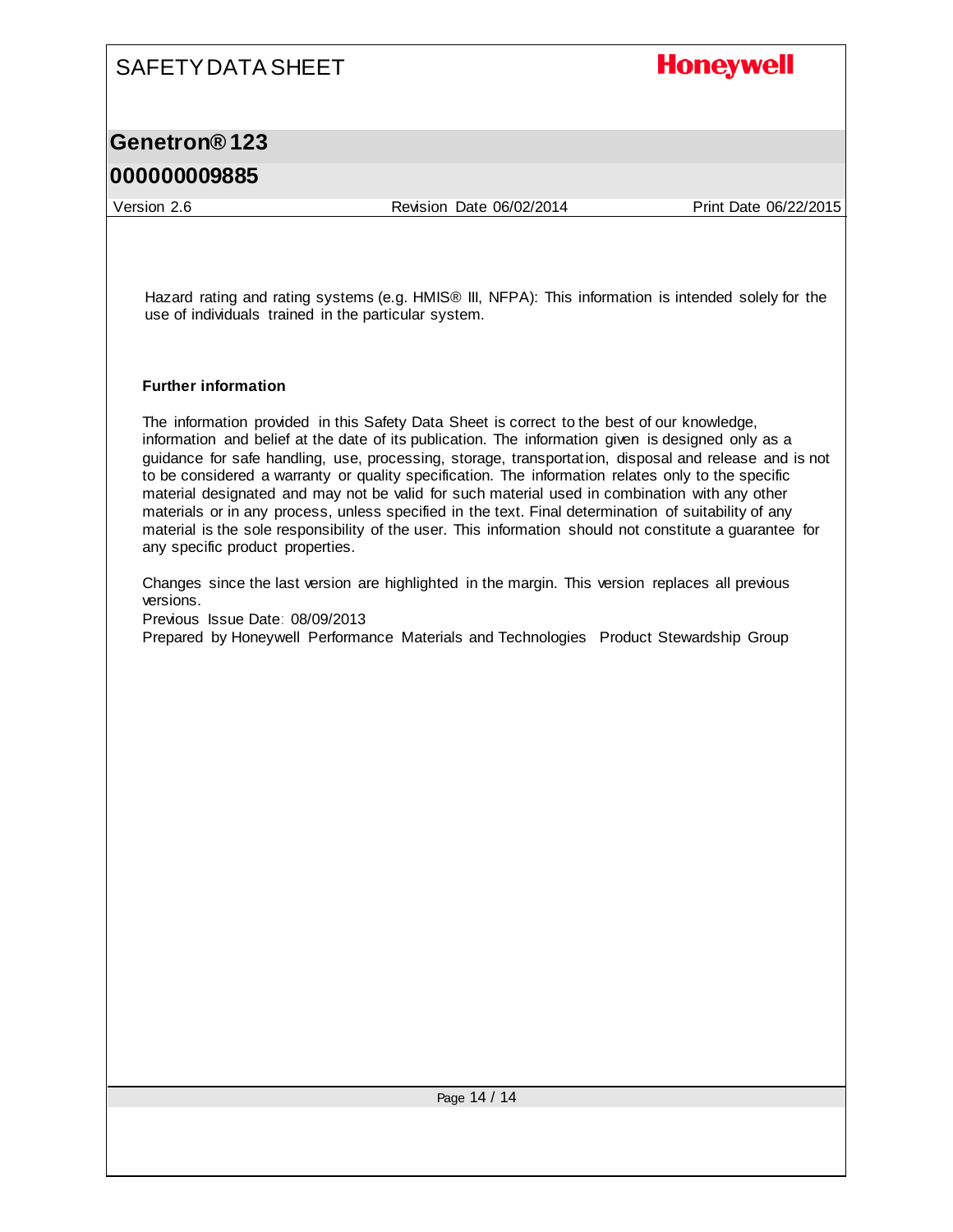Hazard rating and rating systems (e.g. HMIS® III, NFPA): This information is intended solely for the use of individuals trained in the particular system.

**Further information**

The information provided in this Safety Data Sheet is correct to the best of our knowledge, information and belief at the date of its publication. The information given is designed only as a guidance for safe handling, use, processing, storage, transportation, disposal and release and is not to be considered a warranty or quality specification. The information relates only to the specific material designated and may not be valid for such material used in combination with any other materials or in any process, unless specified in the text. Final determination of suitability of any material is the sole responsibility of the user. This information should not constitute a guarantee for any specific product properties.

Changes since the last version are highlighted in the margin. This version replaces all previous versions.
Previous Issue Date: 08/09/2013
Prepared by Honeywell Performance Materials and Technologies Product Stewardship Group